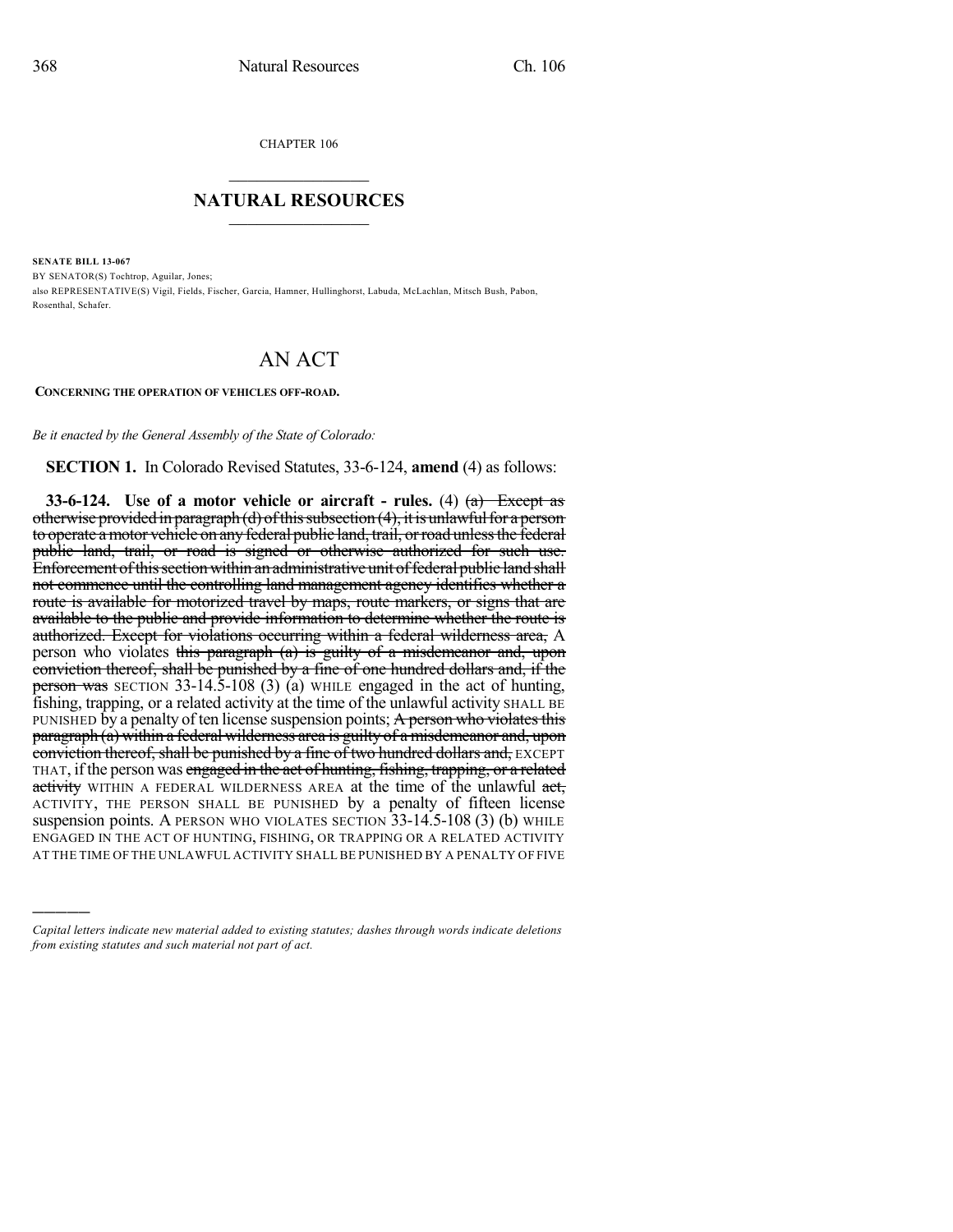CHAPTER 106

# NATURAL RESOURCES

**SENATE BILL 13-067**

BY SENATOR(S) Tochtrop, Aguilar, Jones;

also REPRESENTATIVE(S) Vigil, Fields, Fischer, Garcia, Hamner, Hullinghorst, Labuda, McLachlan, Mitsch Bush, Pabon, Rosenthal, Schafer.

# AN ACT

**CONCERNING THE OPERATION OF VEHICLES OFF-ROAD.**

*Be it enacted by the General Assembly of the State of Colorado:*

**SECTION 1.** In Colorado Revised Statutes, 33-6-124, **amend** (4) as follows:

**33-6-124. Use of a motor vehicle or aircraft - rules.** (4) ~~(a) Except as otherwise provided in paragraph (d) of this subsection (4), it is unlawful for a person to operate a motor vehicle on any federal public land, trail, or road unless the federal public land, trail, or road is signed or otherwise authorized for such use. Enforcement of this section within an administrative unit of federal public land shall not commence until the controlling land management agency identifies whether a route is available for motorized travel by maps, route markers, or signs that are available to the public and provide information to determine whether the route is authorized. Except for violations occurring within a federal wilderness area,~~ A person who violates ~~this paragraph (a) is guilty of a misdemeanor and, upon conviction thereof, shall be punished by a fine of one hundred dollars and, if the person was~~ SECTION 33-14.5-108 (3) (a) WHILE engaged in the act of hunting, fishing, trapping, or a related activity at the time of the unlawful activity SHALL BE PUNISHED by a penalty of ten license suspension points; ~~A person who violates this paragraph (a) within a federal wilderness area is guilty of a misdemeanor and, upon conviction thereof, shall be punished by a fine of two hundred dollars and,~~ EXCEPT THAT, if the person was ~~engaged in the act of hunting, fishing, trapping, or a related activity~~ WITHIN A FEDERAL WILDERNESS AREA at the time of the unlawful ~~act,~~ ACTIVITY, THE PERSON SHALL BE PUNISHED by a penalty of fifteen license suspension points. A PERSON WHO VIOLATES SECTION 33-14.5-108 (3) (b) WHILE ENGAGED IN THE ACT OF HUNTING, FISHING, OR TRAPPING OR A RELATED ACTIVITY AT THE TIME OF THE UNLAWFUL ACTIVITY SHALL BE PUNISHED BY A PENALTY OF FIVE

---

*Capital letters indicate new material added to existing statutes; dashes through words indicate deletions from existing statutes and such material not part of act.*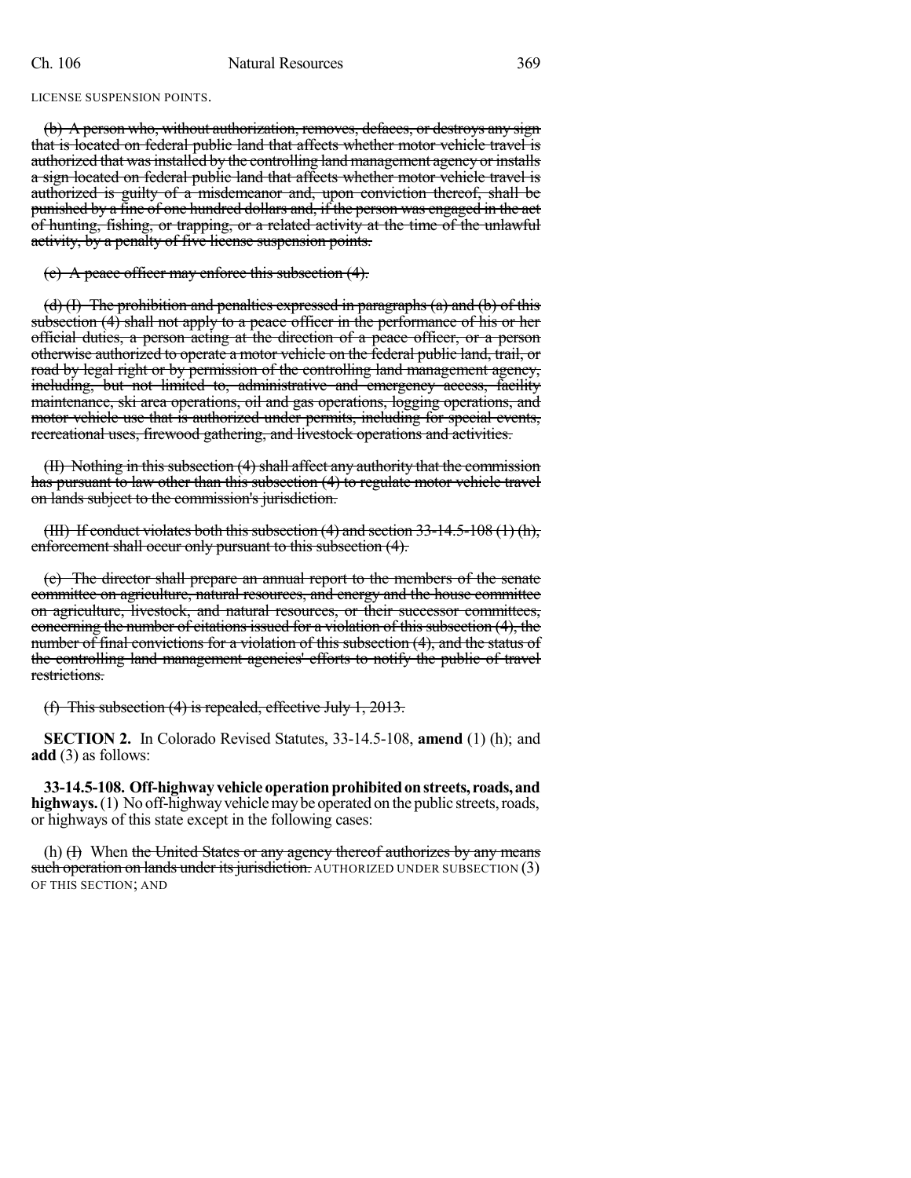LICENSE SUSPENSION POINTS.

~~(b) A person who, without authorization, removes, defaces, or destroys any sign that is located on federal public land that affects whether motor vehicle travel is authorized that was installed by the controlling land management agency or installs a sign located on federal public land that affects whether motor vehicle travel is authorized is guilty of a misdemeanor and, upon conviction thereof, shall be punished by a fine of one hundred dollars and, if the person was engaged in the act of hunting, fishing, or trapping, or a related activity at the time of the unlawful activity, by a penalty of five license suspension points.~~

~~(c) A peace officer may enforce this subsection (4).~~

~~(d) (I) The prohibition and penalties expressed in paragraphs (a) and (b) of this subsection (4) shall not apply to a peace officer in the performance of his or her official duties, a person acting at the direction of a peace officer, or a person otherwise authorized to operate a motor vehicle on the federal public land, trail, or road by legal right or by permission of the controlling land management agency, including, but not limited to, administrative and emergency access, facility maintenance, ski area operations, oil and gas operations, logging operations, and motor vehicle use that is authorized under permits, including for special events, recreational uses, firewood gathering, and livestock operations and activities.~~

~~(II) Nothing in this subsection (4) shall affect any authority that the commission has pursuant to law other than this subsection (4) to regulate motor vehicle travel on lands subject to the commission's jurisdiction.~~

~~(III) If conduct violates both this subsection (4) and section 33-14.5-108 (1) (h), enforcement shall occur only pursuant to this subsection (4).~~

~~(e) The director shall prepare an annual report to the members of the senate committee on agriculture, natural resources, and energy and the house committee on agriculture, livestock, and natural resources, or their successor committees, concerning the number of citations issued for a violation of this subsection (4), the number of final convictions for a violation of this subsection (4), and the status of the controlling land management agencies' efforts to notify the public of travel restrictions.~~

~~(f) This subsection (4) is repealed, effective July 1, 2013.~~

**SECTION 2.** In Colorado Revised Statutes, 33-14.5-108, **amend** (1) (h); and **add** (3) as follows:

**33-14.5-108. Off-highway vehicle operation prohibited on streets, roads, and highways.** (1) No off-highway vehicle may be operated on the public streets, roads, or highways of this state except in the following cases:

(h) ~~(I)~~ When ~~the United States or any agency thereof authorizes by any means such operation on lands under its jurisdiction.~~ AUTHORIZED UNDER SUBSECTION (3) OF THIS SECTION; AND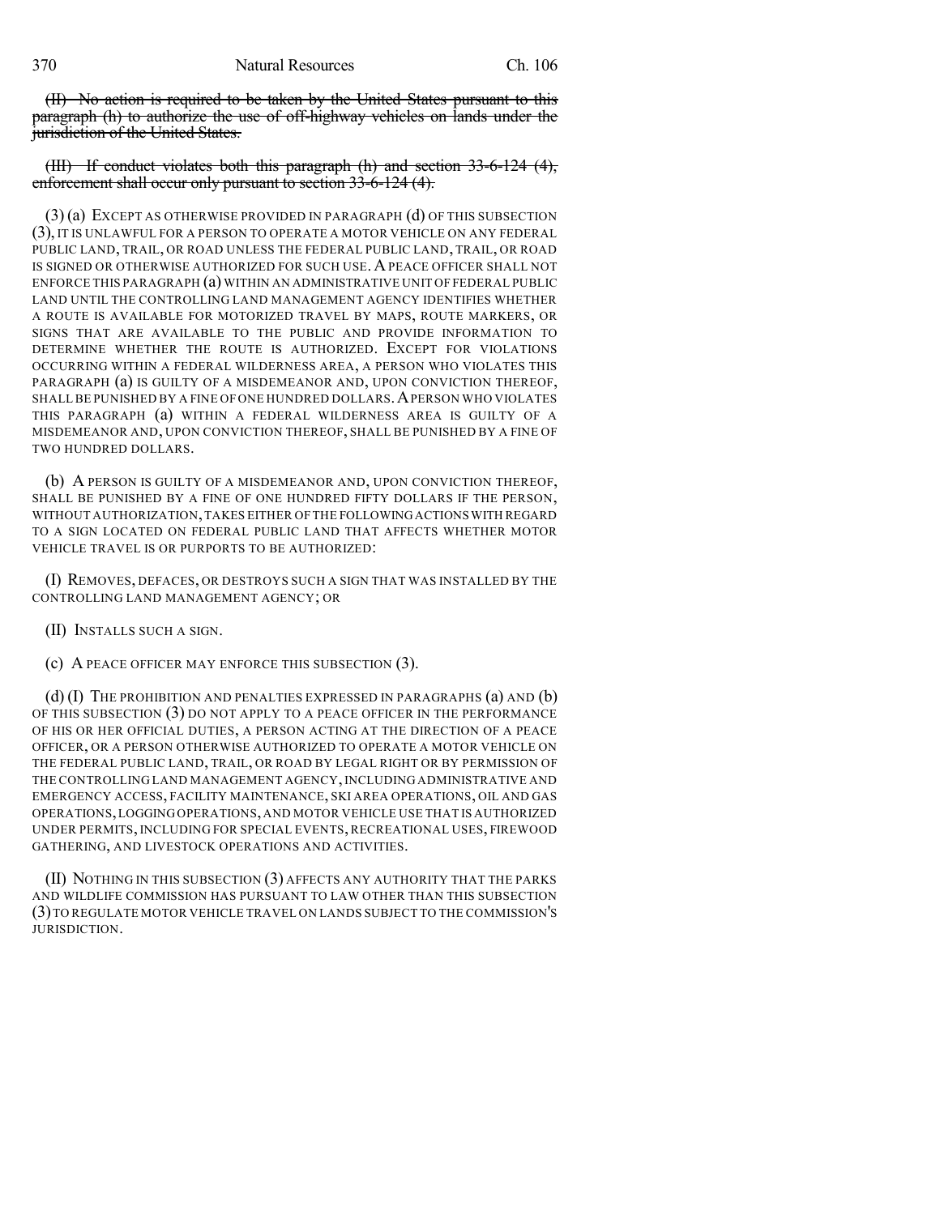~~(II) No action is required to be taken by the United States pursuant to this paragraph (h) to authorize the use of off-highway vehicles on lands under the jurisdiction of the United States.~~

~~(III) If conduct violates both this paragraph (h) and section 33-6-124 (4), enforcement shall occur only pursuant to section 33-6-124 (4).~~

(3) (a) EXCEPT AS OTHERWISE PROVIDED IN PARAGRAPH (d) OF THIS SUBSECTION (3), IT IS UNLAWFUL FOR A PERSON TO OPERATE A MOTOR VEHICLE ON ANY FEDERAL PUBLIC LAND, TRAIL, OR ROAD UNLESS THE FEDERAL PUBLIC LAND, TRAIL, OR ROAD IS SIGNED OR OTHERWISE AUTHORIZED FOR SUCH USE. A PEACE OFFICER SHALL NOT ENFORCE THIS PARAGRAPH (a) WITHIN AN ADMINISTRATIVE UNIT OF FEDERAL PUBLIC LAND UNTIL THE CONTROLLING LAND MANAGEMENT AGENCY IDENTIFIES WHETHER A ROUTE IS AVAILABLE FOR MOTORIZED TRAVEL BY MAPS, ROUTE MARKERS, OR SIGNS THAT ARE AVAILABLE TO THE PUBLIC AND PROVIDE INFORMATION TO DETERMINE WHETHER THE ROUTE IS AUTHORIZED. EXCEPT FOR VIOLATIONS OCCURRING WITHIN A FEDERAL WILDERNESS AREA, A PERSON WHO VIOLATES THIS PARAGRAPH (a) IS GUILTY OF A MISDEMEANOR AND, UPON CONVICTION THEREOF, SHALL BE PUNISHED BY A FINE OF ONE HUNDRED DOLLARS. A PERSON WHO VIOLATES THIS PARAGRAPH (a) WITHIN A FEDERAL WILDERNESS AREA IS GUILTY OF A MISDEMEANOR AND, UPON CONVICTION THEREOF, SHALL BE PUNISHED BY A FINE OF TWO HUNDRED DOLLARS.

(b) A PERSON IS GUILTY OF A MISDEMEANOR AND, UPON CONVICTION THEREOF, SHALL BE PUNISHED BY A FINE OF ONE HUNDRED FIFTY DOLLARS IF THE PERSON, WITHOUT AUTHORIZATION, TAKES EITHER OF THE FOLLOWING ACTIONS WITH REGARD TO A SIGN LOCATED ON FEDERAL PUBLIC LAND THAT AFFECTS WHETHER MOTOR VEHICLE TRAVEL IS OR PURPORTS TO BE AUTHORIZED:

(I) REMOVES, DEFACES, OR DESTROYS SUCH A SIGN THAT WAS INSTALLED BY THE CONTROLLING LAND MANAGEMENT AGENCY; OR

(II) INSTALLS SUCH A SIGN.

(c) A PEACE OFFICER MAY ENFORCE THIS SUBSECTION (3).

(d) (I) THE PROHIBITION AND PENALTIES EXPRESSED IN PARAGRAPHS (a) AND (b) OF THIS SUBSECTION (3) DO NOT APPLY TO A PEACE OFFICER IN THE PERFORMANCE OF HIS OR HER OFFICIAL DUTIES, A PERSON ACTING AT THE DIRECTION OF A PEACE OFFICER, OR A PERSON OTHERWISE AUTHORIZED TO OPERATE A MOTOR VEHICLE ON THE FEDERAL PUBLIC LAND, TRAIL, OR ROAD BY LEGAL RIGHT OR BY PERMISSION OF THE CONTROLLING LAND MANAGEMENT AGENCY, INCLUDING ADMINISTRATIVE AND EMERGENCY ACCESS, FACILITY MAINTENANCE, SKI AREA OPERATIONS, OIL AND GAS OPERATIONS, LOGGING OPERATIONS, AND MOTOR VEHICLE USE THAT IS AUTHORIZED UNDER PERMITS, INCLUDING FOR SPECIAL EVENTS, RECREATIONAL USES, FIREWOOD GATHERING, AND LIVESTOCK OPERATIONS AND ACTIVITIES.

(II) NOTHING IN THIS SUBSECTION (3) AFFECTS ANY AUTHORITY THAT THE PARKS AND WILDLIFE COMMISSION HAS PURSUANT TO LAW OTHER THAN THIS SUBSECTION (3) TO REGULATE MOTOR VEHICLE TRAVEL ON LANDS SUBJECT TO THE COMMISSION'S JURISDICTION.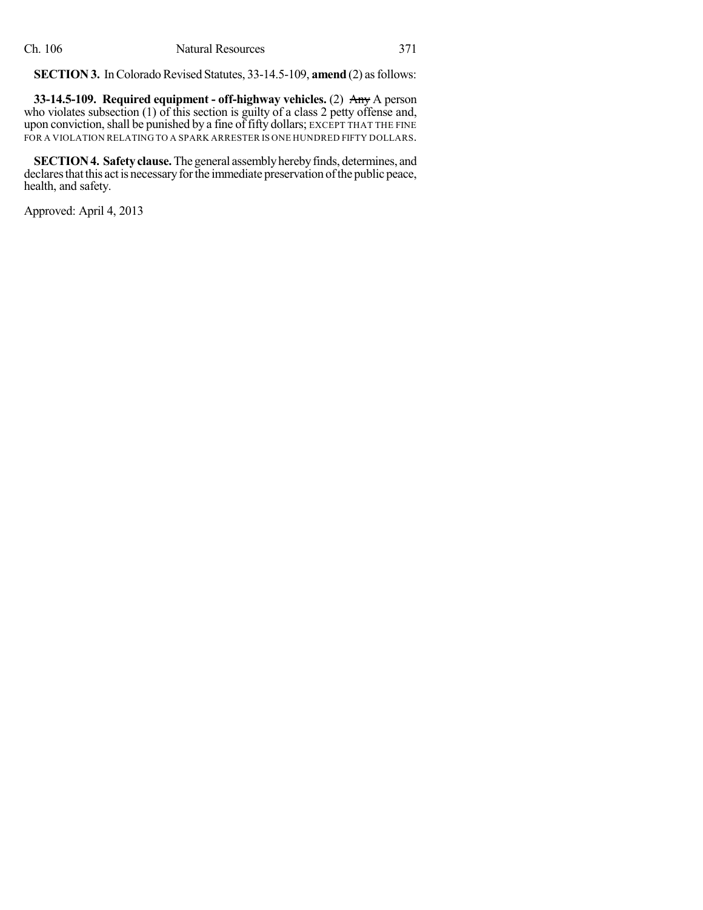**SECTION 3.** In Colorado Revised Statutes, 33-14.5-109, **amend** (2) as follows:

**33-14.5-109. Required equipment - off-highway vehicles.** (2) ~~Any~~ A person who violates subsection (1) of this section is guilty of a class 2 petty offense and, upon conviction, shall be punished by a fine of fifty dollars; EXCEPT THAT THE FINE FOR A VIOLATION RELATING TO A SPARK ARRESTER IS ONE HUNDRED FIFTY DOLLARS.

**SECTION 4. Safety clause.** The general assembly hereby finds, determines, and declares that this act is necessary for the immediate preservation of the public peace, health, and safety.

Approved: April 4, 2013